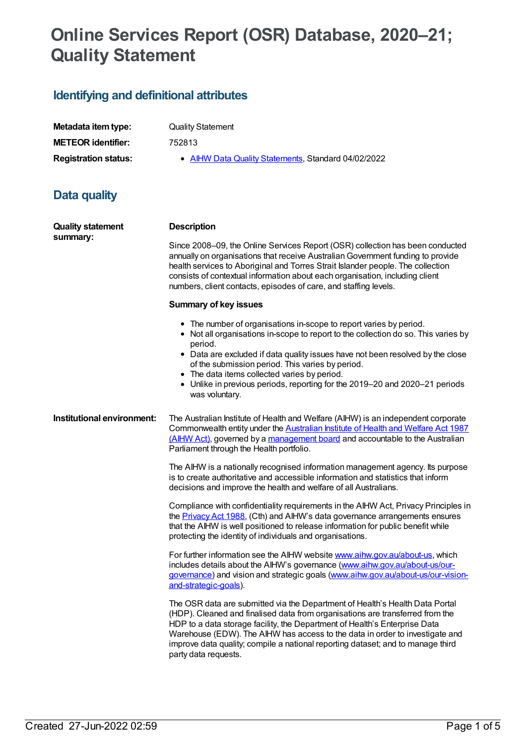# Online Services Report (OSR) Database, 2020–21; Quality Statement

## Identifying and definitional attributes

| | |
|---|---|
| **Metadata item type:** | Quality Statement |
| **METEOR identifier:** | 752813 |
| **Registration status:** | • [AIHW Data Quality Statements](), Standard 04/02/2022 |

## Data quality

**Quality statement summary:**

**Description**

Since 2008–09, the Online Services Report (OSR) collection has been conducted annually on organisations that receive Australian Government funding to provide health services to Aboriginal and Torres Strait Islander people. The collection consists of contextual information about each organisation, including client numbers, client contacts, episodes of care, and staffing levels.

**Summary of key issues**

- The number of organisations in-scope to report varies by period.
- Not all organisations in-scope to report to the collection do so. This varies by period.
- Data are excluded if data quality issues have not been resolved by the close of the submission period. This varies by period.
- The data items collected varies by period.
- Unlike in previous periods, reporting for the 2019–20 and 2020–21 periods was voluntary.

**Institutional environment:**

The Australian Institute of Health and Welfare (AIHW) is an independent corporate Commonwealth entity under the Australian Institute of Health and Welfare Act 1987 (AIHW Act), governed by a management board and accountable to the Australian Parliament through the Health portfolio.

The AIHW is a nationally recognised information management agency. Its purpose is to create authoritative and accessible information and statistics that inform decisions and improve the health and welfare of all Australians.

Compliance with confidentiality requirements in the AIHW Act, Privacy Principles in the Privacy Act 1988, (Cth) and AIHW's data governance arrangements ensures that the AIHW is well positioned to release information for public benefit while protecting the identity of individuals and organisations.

For further information see the AIHW website www.aihw.gov.au/about-us, which includes details about the AIHW's governance (www.aihw.gov.au/about-us/our-governance) and vision and strategic goals (www.aihw.gov.au/about-us/our-vision-and-strategic-goals).

The OSR data are submitted via the Department of Health's Health Data Portal (HDP). Cleaned and finalised data from organisations are transferred from the HDP to a data storage facility, the Department of Health's Enterprise Data Warehouse (EDW). The AIHW has access to the data in order to investigate and improve data quality; compile a national reporting dataset; and to manage third party data requests.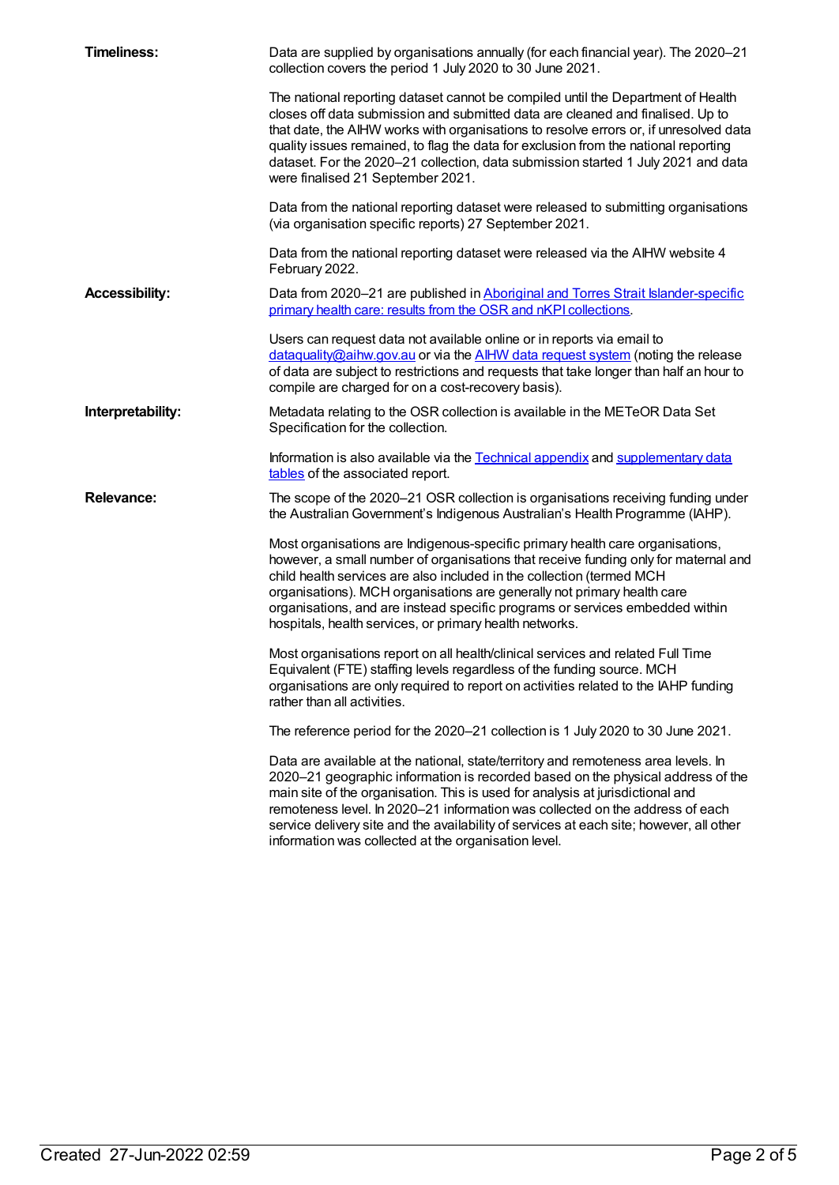**Timeliness:**

Data are supplied by organisations annually (for each financial year). The 2020–21 collection covers the period 1 July 2020 to 30 June 2021.

The national reporting dataset cannot be compiled until the Department of Health closes off data submission and submitted data are cleaned and finalised. Up to that date, the AIHW works with organisations to resolve errors or, if unresolved data quality issues remained, to flag the data for exclusion from the national reporting dataset. For the 2020–21 collection, data submission started 1 July 2021 and data were finalised 21 September 2021.

Data from the national reporting dataset were released to submitting organisations (via organisation specific reports) 27 September 2021.

Data from the national reporting dataset were released via the AIHW website 4 February 2022.

**Accessibility:**

Data from 2020–21 are published in [Aboriginal and Torres Strait Islander-specific primary health care: results from the OSR and nKPI collections](Aboriginal and Torres Strait Islander-specific primary health care: results from the OSR and nKPI collections).

Users can request data not available online or in reports via email to [dataquality@aihw.gov.au](mailto:dataquality@aihw.gov.au) or via the [AIHW data request system](AIHW data request system) (noting the release of data are subject to restrictions and requests that take longer than half an hour to compile are charged for on a cost-recovery basis).

**Interpretability:**

Metadata relating to the OSR collection is available in the METeOR Data Set Specification for the collection.

Information is also available via the [Technical appendix](Technical appendix) and [supplementary data tables](supplementary data tables) of the associated report.

**Relevance:**

The scope of the 2020–21 OSR collection is organisations receiving funding under the Australian Government's Indigenous Australian's Health Programme (IAHP).

Most organisations are Indigenous-specific primary health care organisations, however, a small number of organisations that receive funding only for maternal and child health services are also included in the collection (termed MCH organisations). MCH organisations are generally not primary health care organisations, and are instead specific programs or services embedded within hospitals, health services, or primary health networks.

Most organisations report on all health/clinical services and related Full Time Equivalent (FTE) staffing levels regardless of the funding source. MCH organisations are only required to report on activities related to the IAHP funding rather than all activities.

The reference period for the 2020–21 collection is 1 July 2020 to 30 June 2021.

Data are available at the national, state/territory and remoteness area levels. In 2020–21 geographic information is recorded based on the physical address of the main site of the organisation. This is used for analysis at jurisdictional and remoteness level. In 2020–21 information was collected on the address of each service delivery site and the availability of services at each site; however, all other information was collected at the organisation level.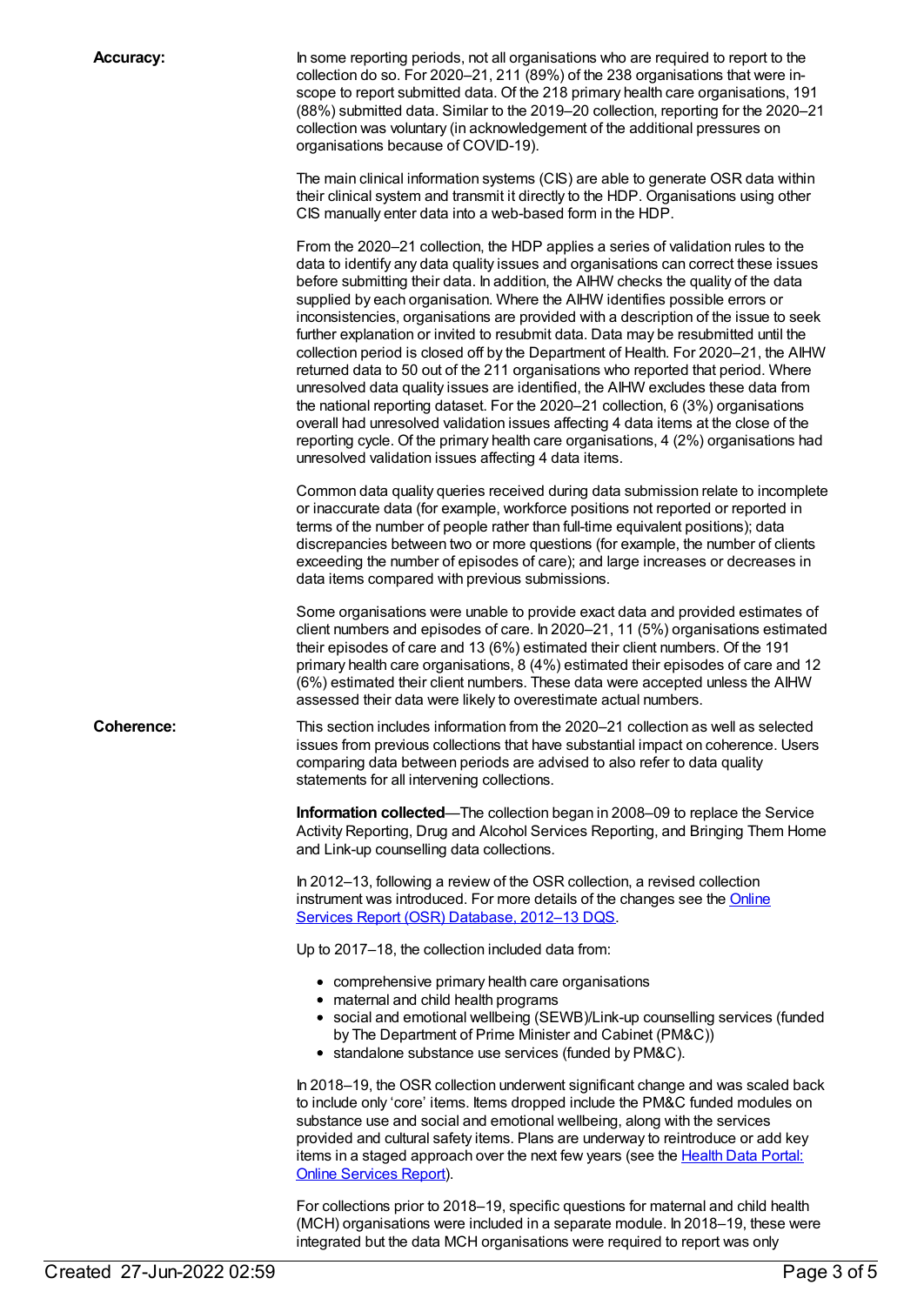**Accuracy:**

In some reporting periods, not all organisations who are required to report to the collection do so. For 2020–21, 211 (89%) of the 238 organisations that were in-scope to report submitted data. Of the 218 primary health care organisations, 191 (88%) submitted data. Similar to the 2019–20 collection, reporting for the 2020–21 collection was voluntary (in acknowledgement of the additional pressures on organisations because of COVID-19).

The main clinical information systems (CIS) are able to generate OSR data within their clinical system and transmit it directly to the HDP. Organisations using other CIS manually enter data into a web-based form in the HDP.

From the 2020–21 collection, the HDP applies a series of validation rules to the data to identify any data quality issues and organisations can correct these issues before submitting their data. In addition, the AIHW checks the quality of the data supplied by each organisation. Where the AIHW identifies possible errors or inconsistencies, organisations are provided with a description of the issue to seek further explanation or invited to resubmit data. Data may be resubmitted until the collection period is closed off by the Department of Health. For 2020–21, the AIHW returned data to 50 out of the 211 organisations who reported that period. Where unresolved data quality issues are identified, the AIHW excludes these data from the national reporting dataset. For the 2020–21 collection, 6 (3%) organisations overall had unresolved validation issues affecting 4 data items at the close of the reporting cycle. Of the primary health care organisations, 4 (2%) organisations had unresolved validation issues affecting 4 data items.

Common data quality queries received during data submission relate to incomplete or inaccurate data (for example, workforce positions not reported or reported in terms of the number of people rather than full-time equivalent positions); data discrepancies between two or more questions (for example, the number of clients exceeding the number of episodes of care); and large increases or decreases in data items compared with previous submissions.

Some organisations were unable to provide exact data and provided estimates of client numbers and episodes of care. In 2020–21, 11 (5%) organisations estimated their episodes of care and 13 (6%) estimated their client numbers. Of the 191 primary health care organisations, 8 (4%) estimated their episodes of care and 12 (6%) estimated their client numbers. These data were accepted unless the AIHW assessed their data were likely to overestimate actual numbers.

**Coherence:**

This section includes information from the 2020–21 collection as well as selected issues from previous collections that have substantial impact on coherence. Users comparing data between periods are advised to also refer to data quality statements for all intervening collections.

**Information collected**—The collection began in 2008–09 to replace the Service Activity Reporting, Drug and Alcohol Services Reporting, and Bringing Them Home and Link-up counselling data collections.

In 2012–13, following a review of the OSR collection, a revised collection instrument was introduced. For more details of the changes see the [Online Services Report (OSR) Database, 2012–13 DQS](Online Services Report (OSR) Database, 2012–13 DQS).

Up to 2017–18, the collection included data from:

- comprehensive primary health care organisations
- maternal and child health programs
- social and emotional wellbeing (SEWB)/Link-up counselling services (funded by The Department of Prime Minister and Cabinet (PM&C))
- standalone substance use services (funded by PM&C).

In 2018–19, the OSR collection underwent significant change and was scaled back to include only 'core' items. Items dropped include the PM&C funded modules on substance use and social and emotional wellbeing, along with the services provided and cultural safety items. Plans are underway to reintroduce or add key items in a staged approach over the next few years (see the [Health Data Portal: Online Services Report](Health Data Portal: Online Services Report)).

For collections prior to 2018–19, specific questions for maternal and child health (MCH) organisations were included in a separate module. In 2018–19, these were integrated but the data MCH organisations were required to report was only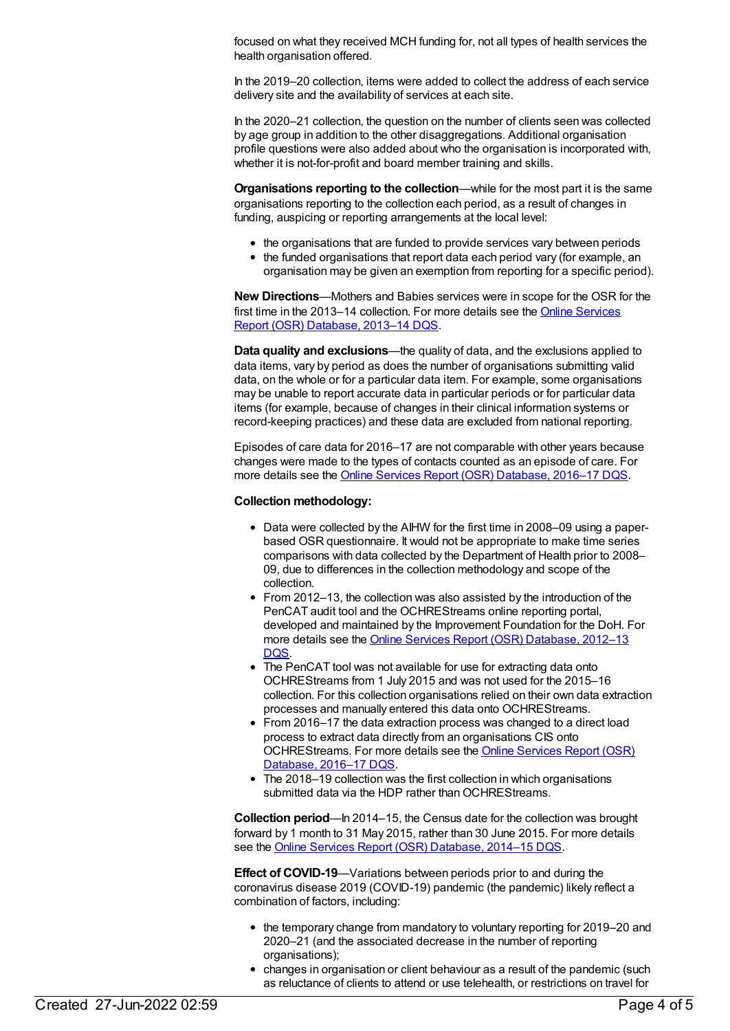focused on what they received MCH funding for, not all types of health services the health organisation offered.

In the 2019–20 collection, items were added to collect the address of each service delivery site and the availability of services at each site.

In the 2020–21 collection, the question on the number of clients seen was collected by age group in addition to the other disaggregations. Additional organisation profile questions were also added about who the organisation is incorporated with, whether it is not-for-profit and board member training and skills.

**Organisations reporting to the collection**—while for the most part it is the same organisations reporting to the collection each period, as a result of changes in funding, auspicing or reporting arrangements at the local level:

- the organisations that are funded to provide services vary between periods
- the funded organisations that report data each period vary (for example, an organisation may be given an exemption from reporting for a specific period).

**New Directions**—Mothers and Babies services were in scope for the OSR for the first time in the 2013–14 collection. For more details see the Online Services Report (OSR) Database, 2013–14 DQS.

**Data quality and exclusions**—the quality of data, and the exclusions applied to data items, vary by period as does the number of organisations submitting valid data, on the whole or for a particular data item. For example, some organisations may be unable to report accurate data in particular periods or for particular data items (for example, because of changes in their clinical information systems or record-keeping practices) and these data are excluded from national reporting.

Episodes of care data for 2016–17 are not comparable with other years because changes were made to the types of contacts counted as an episode of care. For more details see the Online Services Report (OSR) Database, 2016–17 DQS.

**Collection methodology:**

- Data were collected by the AIHW for the first time in 2008–09 using a paper-based OSR questionnaire. It would not be appropriate to make time series comparisons with data collected by the Department of Health prior to 2008–09, due to differences in the collection methodology and scope of the collection.
- From 2012–13, the collection was also assisted by the introduction of the PenCAT audit tool and the OCHREStreams online reporting portal, developed and maintained by the Improvement Foundation for the DoH. For more details see the Online Services Report (OSR) Database, 2012–13 DQS.
- The PenCAT tool was not available for use for extracting data onto OCHREStreams from 1 July 2015 and was not used for the 2015–16 collection. For this collection organisations relied on their own data extraction processes and manually entered this data onto OCHREStreams.
- From 2016–17 the data extraction process was changed to a direct load process to extract data directly from an organisations CIS onto OCHREStreams. For more details see the Online Services Report (OSR) Database, 2016–17 DQS.
- The 2018–19 collection was the first collection in which organisations submitted data via the HDP rather than OCHREStreams.

**Collection period**—In 2014–15, the Census date for the collection was brought forward by 1 month to 31 May 2015, rather than 30 June 2015. For more details see the Online Services Report (OSR) Database, 2014–15 DQS.

**Effect of COVID-19**—Variations between periods prior to and during the coronavirus disease 2019 (COVID-19) pandemic (the pandemic) likely reflect a combination of factors, including:

- the temporary change from mandatory to voluntary reporting for 2019–20 and 2020–21 (and the associated decrease in the number of reporting organisations);
- changes in organisation or client behaviour as a result of the pandemic (such as reluctance of clients to attend or use telehealth, or restrictions on travel for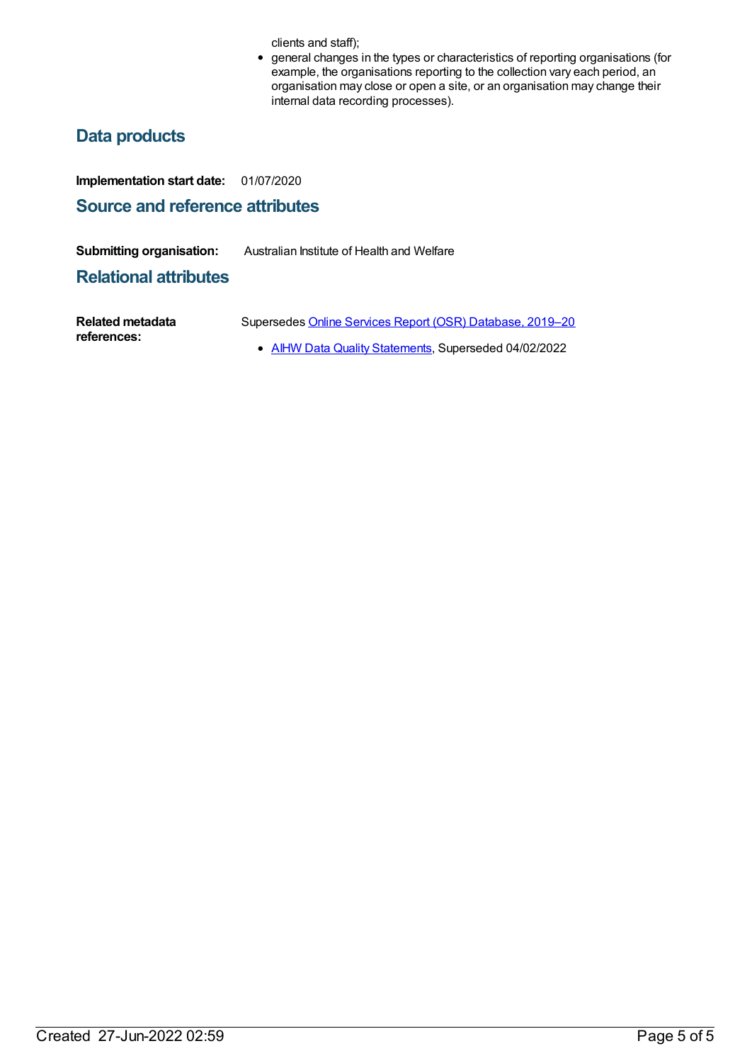clients and staff);
- general changes in the types or characteristics of reporting organisations (for example, the organisations reporting to the collection vary each period, an organisation may close or open a site, or an organisation may change their internal data recording processes).

## Data products

**Implementation start date:** 01/07/2020

## Source and reference attributes

**Submitting organisation:** Australian Institute of Health and Welfare

## Relational attributes

**Related metadata references:** Supersedes Online Services Report (OSR) Database, 2019–20

- AIHW Data Quality Statements, Superseded 04/02/2022